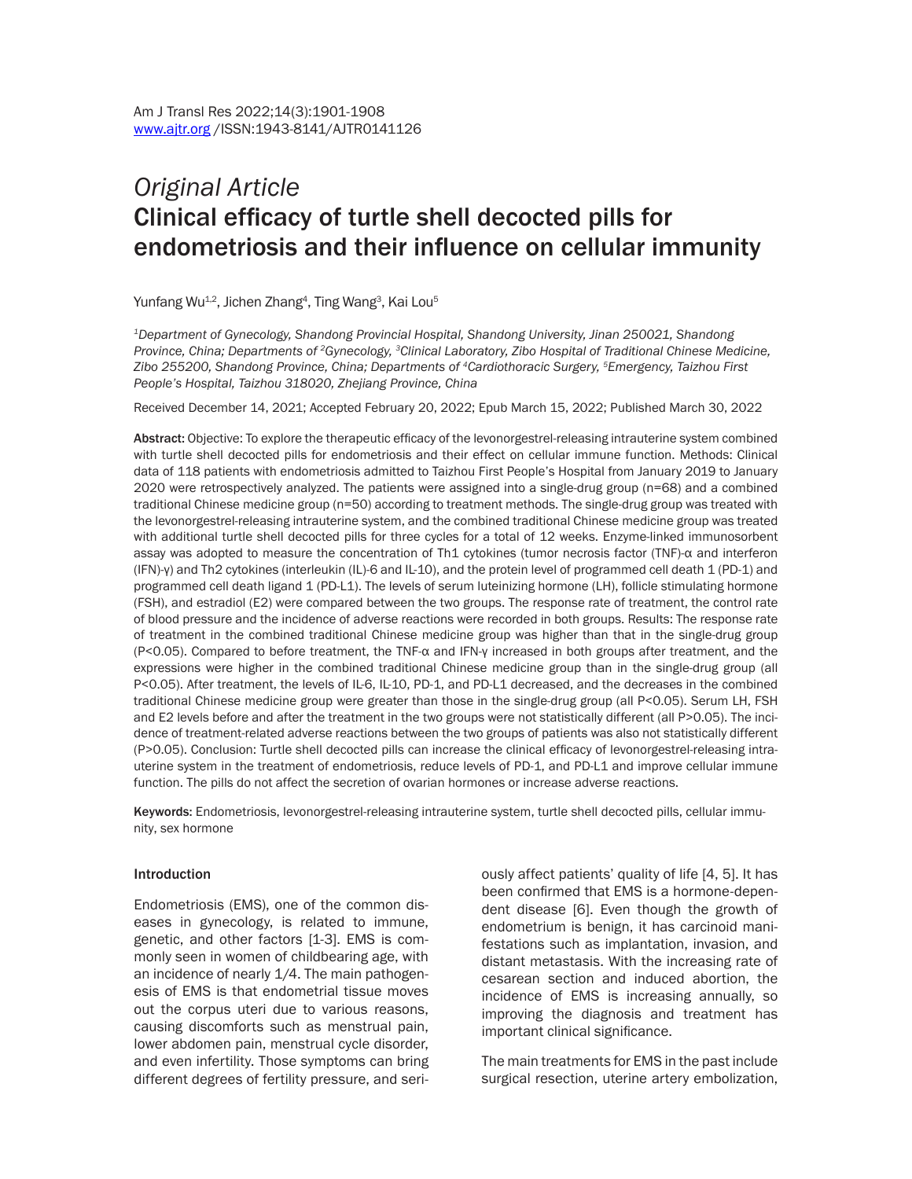*Original Article*

# Clinical efficacy of turtle shell decocted pills for endometriosis and their influence on cellular immunity

Yunfang Wu[1,2], Jichen Zhang[4], Ting Wang[3], Kai Lou[5]

[1]*Department of Gynecology, Shandong Provincial Hospital, Shandong University, Jinan 250021, Shandong Province, China; Departments of* [2]*Gynecology,* [3]*Clinical Laboratory, Zibo Hospital of Traditional Chinese Medicine, Zibo 255200, Shandong Province, China; Departments of* [4]*Cardiothoracic Surgery,* [5]*Emergency, Taizhou First People's Hospital, Taizhou 318020, Zhejiang Province, China*

Received December 14, 2021; Accepted February 20, 2022; Epub March 15, 2022; Published March 30, 2022

**Abstract:** Objective: To explore the therapeutic efficacy of the levonorgestrel-releasing intrauterine system combined with turtle shell decocted pills for endometriosis and their effect on cellular immune function. Methods: Clinical data of 118 patients with endometriosis admitted to Taizhou First People's Hospital from January 2019 to January 2020 were retrospectively analyzed. The patients were assigned into a single-drug group (n=68) and a combined traditional Chinese medicine group (n=50) according to treatment methods. The single-drug group was treated with the levonorgestrel-releasing intrauterine system, and the combined traditional Chinese medicine group was treated with additional turtle shell decocted pills for three cycles for a total of 12 weeks. Enzyme-linked immunosorbent assay was adopted to measure the concentration of Th1 cytokines (tumor necrosis factor (TNF)-α and interferon (IFN)-γ) and Th2 cytokines (interleukin (IL)-6 and IL-10), and the protein level of programmed cell death 1 (PD-1) and programmed cell death ligand 1 (PD-L1). The levels of serum luteinizing hormone (LH), follicle stimulating hormone (FSH), and estradiol (E2) were compared between the two groups. The response rate of treatment, the control rate of blood pressure and the incidence of adverse reactions were recorded in both groups. Results: The response rate of treatment in the combined traditional Chinese medicine group was higher than that in the single-drug group ($P<0.05$). Compared to before treatment, the TNF-α and IFN-γ increased in both groups after treatment, and the expressions were higher in the combined traditional Chinese medicine group than in the single-drug group (all $P<0.05$). After treatment, the levels of IL-6, IL-10, PD-1, and PD-L1 decreased, and the decreases in the combined traditional Chinese medicine group were greater than those in the single-drug group (all $P<0.05$). Serum LH, FSH and E2 levels before and after the treatment in the two groups were not statistically different (all $P>0.05$). The incidence of treatment-related adverse reactions between the two groups of patients was also not statistically different ($P>0.05$). Conclusion: Turtle shell decocted pills can increase the clinical efficacy of levonorgestrel-releasing intrauterine system in the treatment of endometriosis, reduce levels of PD-1, and PD-L1 and improve cellular immune function. The pills do not affect the secretion of ovarian hormones or increase adverse reactions.

**Keywords:** Endometriosis, levonorgestrel-releasing intrauterine system, turtle shell decocted pills, cellular immunity, sex hormone

## Introduction

Endometriosis (EMS), one of the common diseases in gynecology, is related to immune, genetic, and other factors [1-3]. EMS is commonly seen in women of childbearing age, with an incidence of nearly 1/4. The main pathogenesis of EMS is that endometrial tissue moves out the corpus uteri due to various reasons, causing discomforts such as menstrual pain, lower abdomen pain, menstrual cycle disorder, and even infertility. Those symptoms can bring different degrees of fertility pressure, and seriously affect patients' quality of life [4, 5]. It has been confirmed that EMS is a hormone-dependent disease [6]. Even though the growth of endometrium is benign, it has carcinoid manifestations such as implantation, invasion, and distant metastasis. With the increasing rate of cesarean section and induced abortion, the incidence of EMS is increasing annually, so improving the diagnosis and treatment has important clinical significance.

The main treatments for EMS in the past include surgical resection, uterine artery embolization,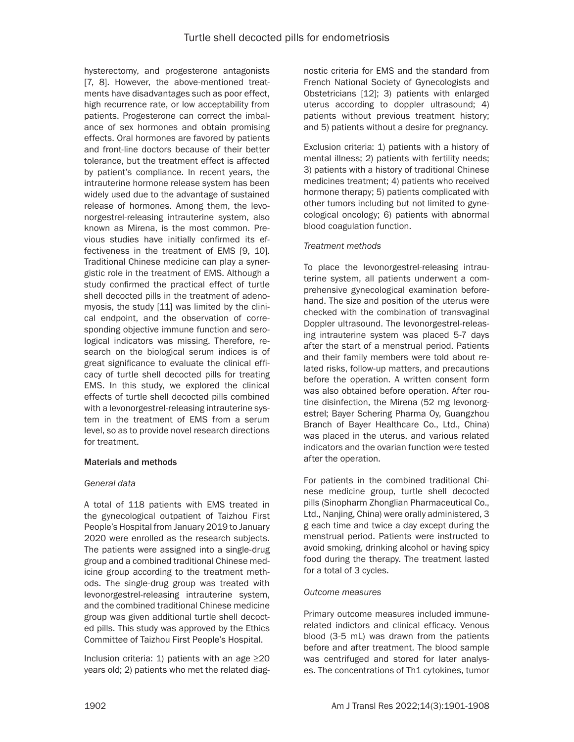hysterectomy, and progesterone antagonists [7, 8]. However, the above-mentioned treatments have disadvantages such as poor effect, high recurrence rate, or low acceptability from patients. Progesterone can correct the imbalance of sex hormones and obtain promising effects. Oral hormones are favored by patients and front-line doctors because of their better tolerance, but the treatment effect is affected by patient's compliance. In recent years, the intrauterine hormone release system has been widely used due to the advantage of sustained release of hormones. Among them, the levonorgestrel-releasing intrauterine system, also known as Mirena, is the most common. Previous studies have initially confirmed its effectiveness in the treatment of EMS [9, 10]. Traditional Chinese medicine can play a synergistic role in the treatment of EMS. Although a study confirmed the practical effect of turtle shell decocted pills in the treatment of adenomyosis, the study [11] was limited by the clinical endpoint, and the observation of corresponding objective immune function and serological indicators was missing. Therefore, research on the biological serum indices is of great significance to evaluate the clinical efficacy of turtle shell decocted pills for treating EMS. In this study, we explored the clinical effects of turtle shell decocted pills combined with a levonorgestrel-releasing intrauterine system in the treatment of EMS from a serum level, so as to provide novel research directions for treatment.

## Materials and methods

### *General data*

A total of 118 patients with EMS treated in the gynecological outpatient of Taizhou First People's Hospital from January 2019 to January 2020 were enrolled as the research subjects. The patients were assigned into a single-drug group and a combined traditional Chinese medicine group according to the treatment methods. The single-drug group was treated with levonorgestrel-releasing intrauterine system, and the combined traditional Chinese medicine group was given additional turtle shell decocted pills. This study was approved by the Ethics Committee of Taizhou First People's Hospital.

Inclusion criteria: 1) patients with an age ≥20 years old; 2) patients who met the related diagnostic criteria for EMS and the standard from French National Society of Gynecologists and Obstetricians [12]; 3) patients with enlarged uterus according to doppler ultrasound; 4) patients without previous treatment history; and 5) patients without a desire for pregnancy.

Exclusion criteria: 1) patients with a history of mental illness; 2) patients with fertility needs; 3) patients with a history of traditional Chinese medicines treatment; 4) patients who received hormone therapy; 5) patients complicated with other tumors including but not limited to gynecological oncology; 6) patients with abnormal blood coagulation function.

### *Treatment methods*

To place the levonorgestrel-releasing intrauterine system, all patients underwent a comprehensive gynecological examination beforehand. The size and position of the uterus were checked with the combination of transvaginal Doppler ultrasound. The levonorgestrel-releasing intrauterine system was placed 5-7 days after the start of a menstrual period. Patients and their family members were told about related risks, follow-up matters, and precautions before the operation. A written consent form was also obtained before operation. After routine disinfection, the Mirena (52 mg levonorgestrel; Bayer Schering Pharma Oy, Guangzhou Branch of Bayer Healthcare Co., Ltd., China) was placed in the uterus, and various related indicators and the ovarian function were tested after the operation.

For patients in the combined traditional Chinese medicine group, turtle shell decocted pills (Sinopharm Zhonglian Pharmaceutical Co., Ltd., Nanjing, China) were orally administered, 3 g each time and twice a day except during the menstrual period. Patients were instructed to avoid smoking, drinking alcohol or having spicy food during the therapy. The treatment lasted for a total of 3 cycles.

### *Outcome measures*

Primary outcome measures included immune-related indictors and clinical efficacy. Venous blood (3-5 mL) was drawn from the patients before and after treatment. The blood sample was centrifuged and stored for later analyses. The concentrations of Th1 cytokines, tumor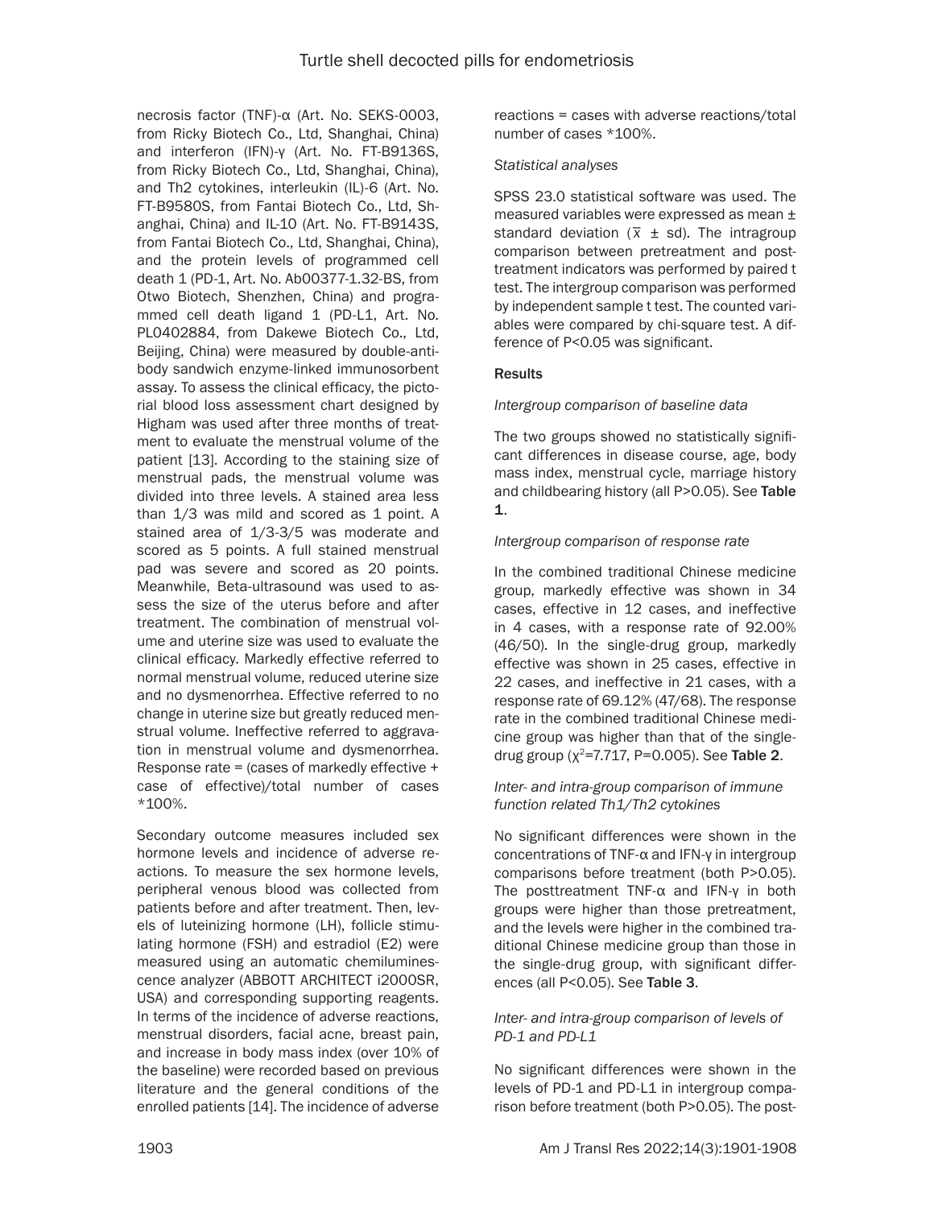necrosis factor (TNF)-α (Art. No. SEKS-0003, from Ricky Biotech Co., Ltd, Shanghai, China) and interferon (IFN)-γ (Art. No. FT-B9136S, from Ricky Biotech Co., Ltd, Shanghai, China), and Th2 cytokines, interleukin (IL)-6 (Art. No. FT-B9580S, from Fantai Biotech Co., Ltd, Shanghai, China) and IL-10 (Art. No. FT-B9143S, from Fantai Biotech Co., Ltd, Shanghai, China), and the protein levels of programmed cell death 1 (PD-1, Art. No. Ab00377-1.32-BS, from Otwo Biotech, Shenzhen, China) and programmed cell death ligand 1 (PD-L1, Art. No. PL0402884, from Dakewe Biotech Co., Ltd, Beijing, China) were measured by double-antibody sandwich enzyme-linked immunosorbent assay. To assess the clinical efficacy, the pictorial blood loss assessment chart designed by Higham was used after three months of treatment to evaluate the menstrual volume of the patient [13]. According to the staining size of menstrual pads, the menstrual volume was divided into three levels. A stained area less than 1/3 was mild and scored as 1 point. A stained area of 1/3-3/5 was moderate and scored as 5 points. A full stained menstrual pad was severe and scored as 20 points. Meanwhile, Beta-ultrasound was used to assess the size of the uterus before and after treatment. The combination of menstrual volume and uterine size was used to evaluate the clinical efficacy. Markedly effective referred to normal menstrual volume, reduced uterine size and no dysmenorrhea. Effective referred to no change in uterine size but greatly reduced menstrual volume. Ineffective referred to aggravation in menstrual volume and dysmenorrhea. Response rate = (cases of markedly effective + case of effective)/total number of cases *100%.

Secondary outcome measures included sex hormone levels and incidence of adverse reactions. To measure the sex hormone levels, peripheral venous blood was collected from patients before and after treatment. Then, levels of luteinizing hormone (LH), follicle stimulating hormone (FSH) and estradiol (E2) were measured using an automatic chemiluminescence analyzer (ABBOTT ARCHITECT i2000SR, USA) and corresponding supporting reagents. In terms of the incidence of adverse reactions, menstrual disorders, facial acne, breast pain, and increase in body mass index (over 10% of the baseline) were recorded based on previous literature and the general conditions of the enrolled patients [14]. The incidence of adverse reactions = cases with adverse reactions/total number of cases *100%.

*Statistical analyses*

SPSS 23.0 statistical software was used. The measured variables were expressed as mean ± standard deviation ($\bar{x}$ ± sd). The intragroup comparison between pretreatment and posttreatment indicators was performed by paired t test. The intergroup comparison was performed by independent sample t test. The counted variables were compared by chi-square test. A difference of $P<0.05$ was significant.

## Results

*Intergroup comparison of baseline data*

The two groups showed no statistically significant differences in disease course, age, body mass index, menstrual cycle, marriage history and childbearing history (all $P>0.05$). See **Table 1**.

*Intergroup comparison of response rate*

In the combined traditional Chinese medicine group, markedly effective was shown in 34 cases, effective in 12 cases, and ineffective in 4 cases, with a response rate of 92.00% (46/50). In the single-drug group, markedly effective was shown in 25 cases, effective in 22 cases, and ineffective in 21 cases, with a response rate of 69.12% (47/68). The response rate in the combined traditional Chinese medicine group was higher than that of the single-drug group ($\chi^2$=7.717, P=0.005). See **Table 2**.

*Inter- and intra-group comparison of immune function related Th1/Th2 cytokines*

No significant differences were shown in the concentrations of TNF-α and IFN-γ in intergroup comparisons before treatment (both $P>0.05$). The posttreatment TNF-α and IFN-γ in both groups were higher than those pretreatment, and the levels were higher in the combined traditional Chinese medicine group than those in the single-drug group, with significant differences (all $P<0.05$). See **Table 3**.

*Inter- and intra-group comparison of levels of PD-1 and PD-L1*

No significant differences were shown in the levels of PD-1 and PD-L1 in intergroup comparison before treatment (both $P>0.05$). The post-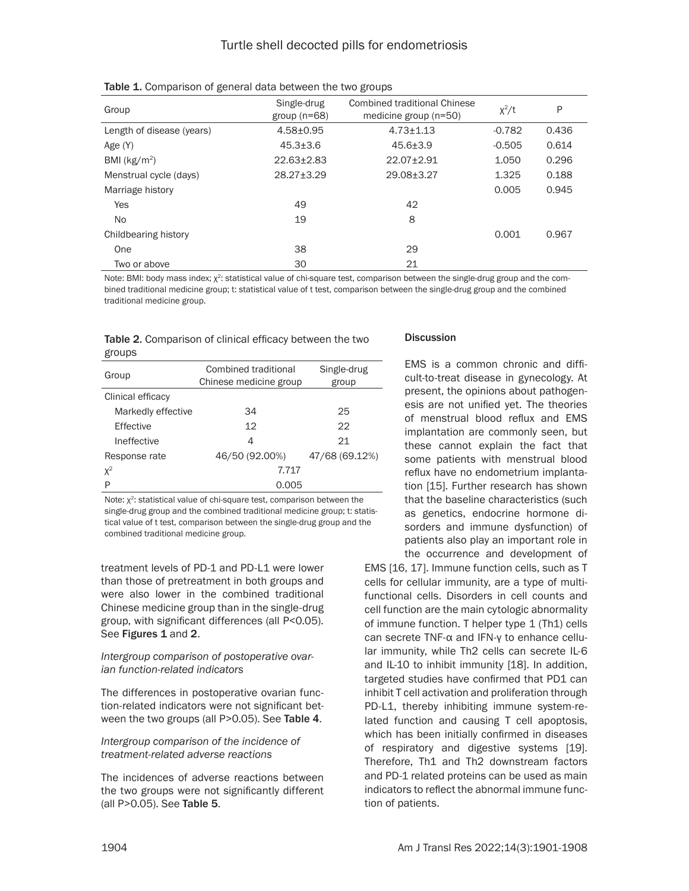Table 1. Comparison of general data between the two groups

| Group | Single-drug group (n=68) | Combined traditional Chinese medicine group (n=50) | $\chi^2$/t | P |
|---|---|---|---|---|
| Length of disease (years) | 4.58±0.95 | 4.73±1.13 | -0.782 | 0.436 |
| Age (Y) | 45.3±3.6 | 45.6±3.9 | -0.505 | 0.614 |
| BMI (kg/m$^2$) | 22.63±2.83 | 22.07±2.91 | 1.050 | 0.296 |
| Menstrual cycle (days) | 28.27±3.29 | 29.08±3.27 | 1.325 | 0.188 |
| Marriage history | | | 0.005 | 0.945 |
| Yes | 49 | 42 | | |
| No | 19 | 8 | | |
| Childbearing history | | | 0.001 | 0.967 |
| One | 38 | 29 | | |
| Two or above | 30 | 21 | | |

Note: BMI: body mass index; $\chi^2$: statistical value of chi-square test, comparison between the single-drug group and the combined traditional medicine group; t: statistical value of t test, comparison between the single-drug group and the combined traditional medicine group.

Table 2. Comparison of clinical efficacy between the two groups

| Group | Combined traditional Chinese medicine group | Single-drug group |
|---|---|---|
| Clinical efficacy | | |
| Markedly effective | 34 | 25 |
| Effective | 12 | 22 |
| Ineffective | 4 | 21 |
| Response rate | 46/50 (92.00%) | 47/68 (69.12%) |
| $\chi^2$ | 7.717 | |
| P | 0.005 | |

Note: $\chi^2$: statistical value of chi-square test, comparison between the single-drug group and the combined traditional medicine group; t: statistical value of t test, comparison between the single-drug group and the combined traditional medicine group.

treatment levels of PD-1 and PD-L1 were lower than those of pretreatment in both groups and were also lower in the combined traditional Chinese medicine group than in the single-drug group, with significant differences (all P<0.05). See **Figures 1** and **2**.

*Intergroup comparison of postoperative ovarian function-related indicators*

The differences in postoperative ovarian function-related indicators were not significant between the two groups (all P>0.05). See **Table 4**.

*Intergroup comparison of the incidence of treatment-related adverse reactions*

The incidences of adverse reactions between the two groups were not significantly different (all P>0.05). See **Table 5**.

## Discussion

EMS is a common chronic and difficult-to-treat disease in gynecology. At present, the opinions about pathogenesis are not unified yet. The theories of menstrual blood reflux and EMS implantation are commonly seen, but these cannot explain the fact that some patients with menstrual blood reflux have no endometrium implantation [15]. Further research has shown that the baseline characteristics (such as genetics, endocrine hormone disorders and immune dysfunction) of patients also play an important role in the occurrence and development of EMS [16, 17]. Immune function cells, such as T cells for cellular immunity, are a type of multifunctional cells. Disorders in cell counts and cell function are the main cytologic abnormality of immune function. T helper type 1 (Th1) cells can secrete TNF-α and IFN-γ to enhance cellular immunity, while Th2 cells can secrete IL-6 and IL-10 to inhibit immunity [18]. In addition, targeted studies have confirmed that PD1 can inhibit T cell activation and proliferation through PD-L1, thereby inhibiting immune system-related function and causing T cell apoptosis, which has been initially confirmed in diseases of respiratory and digestive systems [19]. Therefore, Th1 and Th2 downstream factors and PD-1 related proteins can be used as main indicators to reflect the abnormal immune function of patients.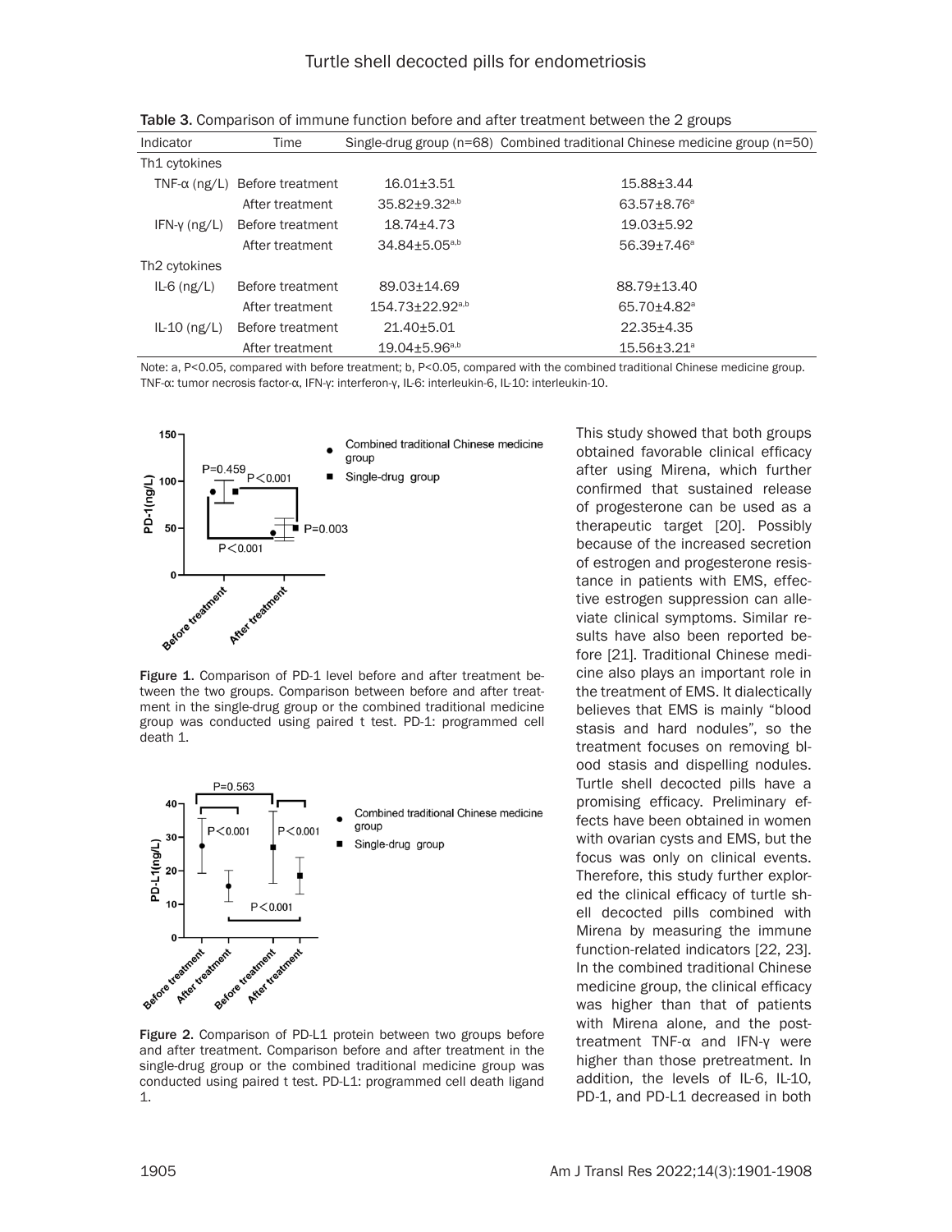Table 3. Comparison of immune function before and after treatment between the 2 groups

| Indicator | Time | Single-drug group (n=68) | Combined traditional Chinese medicine group (n=50) |
|---|---|---|---|
| Th1 cytokines | | | |
| TNF-α (ng/L) | Before treatment | 16.01±3.51 | 15.88±3.44 |
| | After treatment | 35.82±9.32[a,b] | 63.57±8.76[a] |
| IFN-γ (ng/L) | Before treatment | 18.74±4.73 | 19.03±5.92 |
| | After treatment | 34.84±5.05[a,b] | 56.39±7.46[a] |
| Th2 cytokines | | | |
| IL-6 (ng/L) | Before treatment | 89.03±14.69 | 88.79±13.40 |
| | After treatment | 154.73±22.92[a,b] | 65.70±4.82[a] |
| IL-10 (ng/L) | Before treatment | 21.40±5.01 | 22.35±4.35 |
| | After treatment | 19.04±5.96[a,b] | 15.56±3.21[a] |

Note: a, P<0.05, compared with before treatment; b, P<0.05, compared with the combined traditional Chinese medicine group. TNF-α: tumor necrosis factor-α, IFN-γ: interferon-γ, IL-6: interleukin-6, IL-10: interleukin-10.

Figure 1. Comparison of PD-1 level before and after treatment between the two groups. Comparison between before and after treatment in the single-drug group or the combined traditional medicine group was conducted using paired t test. PD-1: programmed cell death 1.

Figure 2. Comparison of PD-L1 protein between two groups before and after treatment. Comparison before and after treatment in the single-drug group or the combined traditional medicine group was conducted using paired t test. PD-L1: programmed cell death ligand 1.

This study showed that both groups obtained favorable clinical efficacy after using Mirena, which further confirmed that sustained release of progesterone can be used as a therapeutic target [20]. Possibly because of the increased secretion of estrogen and progesterone resistance in patients with EMS, effective estrogen suppression can alleviate clinical symptoms. Similar results have also been reported before [21]. Traditional Chinese medicine also plays an important role in the treatment of EMS. It dialectically believes that EMS is mainly "blood stasis and hard nodules", so the treatment focuses on removing blood stasis and dispelling nodules. Turtle shell decocted pills have a promising efficacy. Preliminary effects have been obtained in women with ovarian cysts and EMS, but the focus was only on clinical events. Therefore, this study further explored the clinical efficacy of turtle shell decocted pills combined with Mirena by measuring the immune function-related indicators [22, 23]. In the combined traditional Chinese medicine group, the clinical efficacy was higher than that of patients with Mirena alone, and the post-treatment TNF-α and IFN-γ were higher than those pretreatment. In addition, the levels of IL-6, IL-10, PD-1, and PD-L1 decreased in both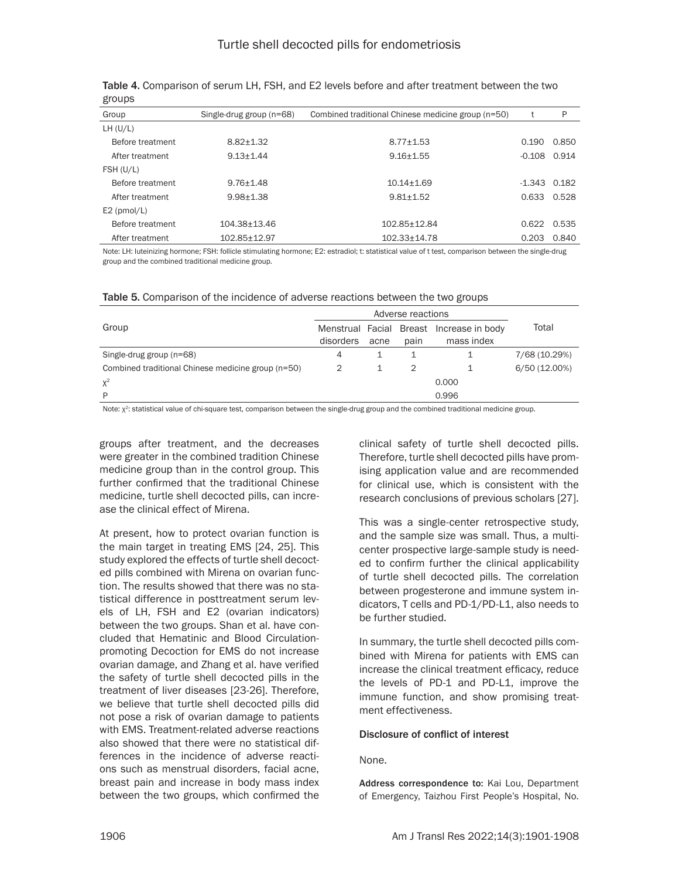**Table 4.** Comparison of serum LH, FSH, and E2 levels before and after treatment between the two groups

| Group | Single-drug group (n=68) | Combined traditional Chinese medicine group (n=50) | t | P |
|---|---|---|---|---|
| LH (U/L) | | | | |
| Before treatment | 8.82±1.32 | 8.77±1.53 | 0.190 | 0.850 |
| After treatment | 9.13±1.44 | 9.16±1.55 | -0.108 | 0.914 |
| FSH (U/L) | | | | |
| Before treatment | 9.76±1.48 | 10.14±1.69 | -1.343 | 0.182 |
| After treatment | 9.98±1.38 | 9.81±1.52 | 0.633 | 0.528 |
| E2 (pmol/L) | | | | |
| Before treatment | 104.38±13.46 | 102.85±12.84 | 0.622 | 0.535 |
| After treatment | 102.85±12.97 | 102.33±14.78 | 0.203 | 0.840 |

Note: LH: luteinizing hormone; FSH: follicle stimulating hormone; E2: estradiol; t: statistical value of t test, comparison between the single-drug group and the combined traditional medicine group.

**Table 5.** Comparison of the incidence of adverse reactions between the two groups

| Group | Adverse reactions | | | | Total |
|---|---|---|---|---|---|
| | Menstrual disorders | Facial acne | Breast pain | Increase in body mass index | |
| Single-drug group (n=68) | 4 | 1 | 1 | 1 | 7/68 (10.29%) |
| Combined traditional Chinese medicine group (n=50) | 2 | 1 | 2 | 1 | 6/50 (12.00%) |
| $\chi^2$ | | | | 0.000 | |
| P | | | | 0.996 | |

Note: $\chi^2$: statistical value of chi-square test, comparison between the single-drug group and the combined traditional medicine group.

groups after treatment, and the decreases were greater in the combined tradition Chinese medicine group than in the control group. This further confirmed that the traditional Chinese medicine, turtle shell decocted pills, can increase the clinical effect of Mirena.

At present, how to protect ovarian function is the main target in treating EMS [24, 25]. This study explored the effects of turtle shell decocted pills combined with Mirena on ovarian function. The results showed that there was no statistical difference in posttreatment serum levels of LH, FSH and E2 (ovarian indicators) between the two groups. Shan et al. have concluded that Hematinic and Blood Circulation-promoting Decoction for EMS do not increase ovarian damage, and Zhang et al. have verified the safety of turtle shell decocted pills in the treatment of liver diseases [23-26]. Therefore, we believe that turtle shell decocted pills did not pose a risk of ovarian damage to patients with EMS. Treatment-related adverse reactions also showed that there were no statistical differences in the incidence of adverse reactions such as menstrual disorders, facial acne, breast pain and increase in body mass index between the two groups, which confirmed the clinical safety of turtle shell decocted pills. Therefore, turtle shell decocted pills have promising application value and are recommended for clinical use, which is consistent with the research conclusions of previous scholars [27].

This was a single-center retrospective study, and the sample size was small. Thus, a multicenter prospective large-sample study is needed to confirm further the clinical applicability of turtle shell decocted pills. The correlation between progesterone and immune system indicators, T cells and PD-1/PD-L1, also needs to be further studied.

In summary, the turtle shell decocted pills combined with Mirena for patients with EMS can increase the clinical treatment efficacy, reduce the levels of PD-1 and PD-L1, improve the immune function, and show promising treatment effectiveness.

### Disclosure of conflict of interest

None.

**Address correspondence to:** Kai Lou, Department of Emergency, Taizhou First People's Hospital, No.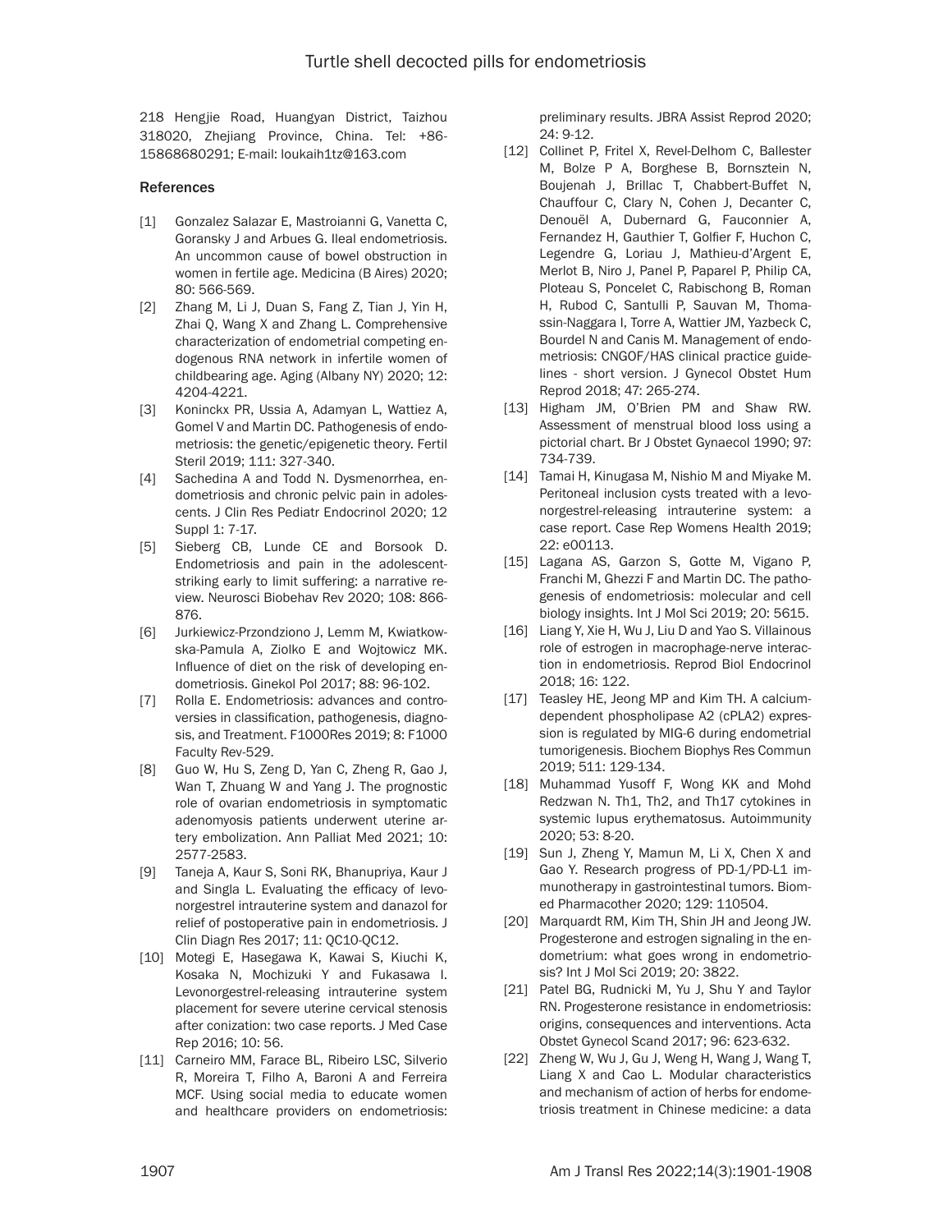218 Hengjie Road, Huangyan District, Taizhou 318020, Zhejiang Province, China. Tel: +86-15868680291; E-mail: loukaih1tz@163.com

## References

[1] Gonzalez Salazar E, Mastroianni G, Vanetta C, Goransky J and Arbues G. Ileal endometriosis. An uncommon cause of bowel obstruction in women in fertile age. Medicina (B Aires) 2020; 80: 566-569.

[2] Zhang M, Li J, Duan S, Fang Z, Tian J, Yin H, Zhai Q, Wang X and Zhang L. Comprehensive characterization of endometrial competing endogenous RNA network in infertile women of childbearing age. Aging (Albany NY) 2020; 12: 4204-4221.

[3] Koninckx PR, Ussia A, Adamyan L, Wattiez A, Gomel V and Martin DC. Pathogenesis of endometriosis: the genetic/epigenetic theory. Fertil Steril 2019; 111: 327-340.

[4] Sachedina A and Todd N. Dysmenorrhea, endometriosis and chronic pelvic pain in adolescents. J Clin Res Pediatr Endocrinol 2020; 12 Suppl 1: 7-17.

[5] Sieberg CB, Lunde CE and Borsook D. Endometriosis and pain in the adolescent-striking early to limit suffering: a narrative review. Neurosci Biobehav Rev 2020; 108: 866-876.

[6] Jurkiewicz-Przondziono J, Lemm M, Kwiatkowska-Pamula A, Ziolko E and Wojtowicz MK. Influence of diet on the risk of developing endometriosis. Ginekol Pol 2017; 88: 96-102.

[7] Rolla E. Endometriosis: advances and controversies in classification, pathogenesis, diagnosis, and Treatment. F1000Res 2019; 8: F1000 Faculty Rev-529.

[8] Guo W, Hu S, Zeng D, Yan C, Zheng R, Gao J, Wan T, Zhuang W and Yang J. The prognostic role of ovarian endometriosis in symptomatic adenomyosis patients underwent uterine artery embolization. Ann Palliat Med 2021; 10: 2577-2583.

[9] Taneja A, Kaur S, Soni RK, Bhanupriya, Kaur J and Singla L. Evaluating the efficacy of levonorgestrel intrauterine system and danazol for relief of postoperative pain in endometriosis. J Clin Diagn Res 2017; 11: QC10-QC12.

[10] Motegi E, Hasegawa K, Kawai S, Kiuchi K, Kosaka N, Mochizuki Y and Fukasawa I. Levonorgestrel-releasing intrauterine system placement for severe uterine cervical stenosis after conization: two case reports. J Med Case Rep 2016; 10: 56.

[11] Carneiro MM, Farace BL, Ribeiro LSC, Silverio R, Moreira T, Filho A, Baroni A and Ferreira MCF. Using social media to educate women and healthcare providers on endometriosis: preliminary results. JBRA Assist Reprod 2020; 24: 9-12.

[12] Collinet P, Fritel X, Revel-Delhom C, Ballester M, Bolze P A, Borghese B, Bornsztein N, Boujenah J, Brillac T, Chabbert-Buffet N, Chauffour C, Clary N, Cohen J, Decanter C, Denouël A, Dubernard G, Fauconnier A, Fernandez H, Gauthier T, Golfier F, Huchon C, Legendre G, Loriau J, Mathieu-d'Argent E, Merlot B, Niro J, Panel P, Paparel P, Philip CA, Ploteau S, Poncelet C, Rabischong B, Roman H, Rubod C, Santulli P, Sauvan M, Thomassin-Naggara I, Torre A, Wattier JM, Yazbeck C, Bourdel N and Canis M. Management of endometriosis: CNGOF/HAS clinical practice guidelines - short version. J Gynecol Obstet Hum Reprod 2018; 47: 265-274.

[13] Higham JM, O'Brien PM and Shaw RW. Assessment of menstrual blood loss using a pictorial chart. Br J Obstet Gynaecol 1990; 97: 734-739.

[14] Tamai H, Kinugasa M, Nishio M and Miyake M. Peritoneal inclusion cysts treated with a levonorgestrel-releasing intrauterine system: a case report. Case Rep Womens Health 2019; 22: e00113.

[15] Lagana AS, Garzon S, Gotte M, Vigano P, Franchi M, Ghezzi F and Martin DC. The pathogenesis of endometriosis: molecular and cell biology insights. Int J Mol Sci 2019; 20: 5615.

[16] Liang Y, Xie H, Wu J, Liu D and Yao S. Villainous role of estrogen in macrophage-nerve interaction in endometriosis. Reprod Biol Endocrinol 2018; 16: 122.

[17] Teasley HE, Jeong MP and Kim TH. A calcium-dependent phospholipase A2 (cPLA2) expression is regulated by MIG-6 during endometrial tumorigenesis. Biochem Biophys Res Commun 2019; 511: 129-134.

[18] Muhammad Yusoff F, Wong KK and Mohd Redzwan N. Th1, Th2, and Th17 cytokines in systemic lupus erythematosus. Autoimmunity 2020; 53: 8-20.

[19] Sun J, Zheng Y, Mamun M, Li X, Chen X and Gao Y. Research progress of PD-1/PD-L1 immunotherapy in gastrointestinal tumors. Biomed Pharmacother 2020; 129: 110504.

[20] Marquardt RM, Kim TH, Shin JH and Jeong JW. Progesterone and estrogen signaling in the endometrium: what goes wrong in endometriosis? Int J Mol Sci 2019; 20: 3822.

[21] Patel BG, Rudnicki M, Yu J, Shu Y and Taylor RN. Progesterone resistance in endometriosis: origins, consequences and interventions. Acta Obstet Gynecol Scand 2017; 96: 623-632.

[22] Zheng W, Wu J, Gu J, Weng H, Wang J, Wang T, Liang X and Cao L. Modular characteristics and mechanism of action of herbs for endometriosis treatment in Chinese medicine: a data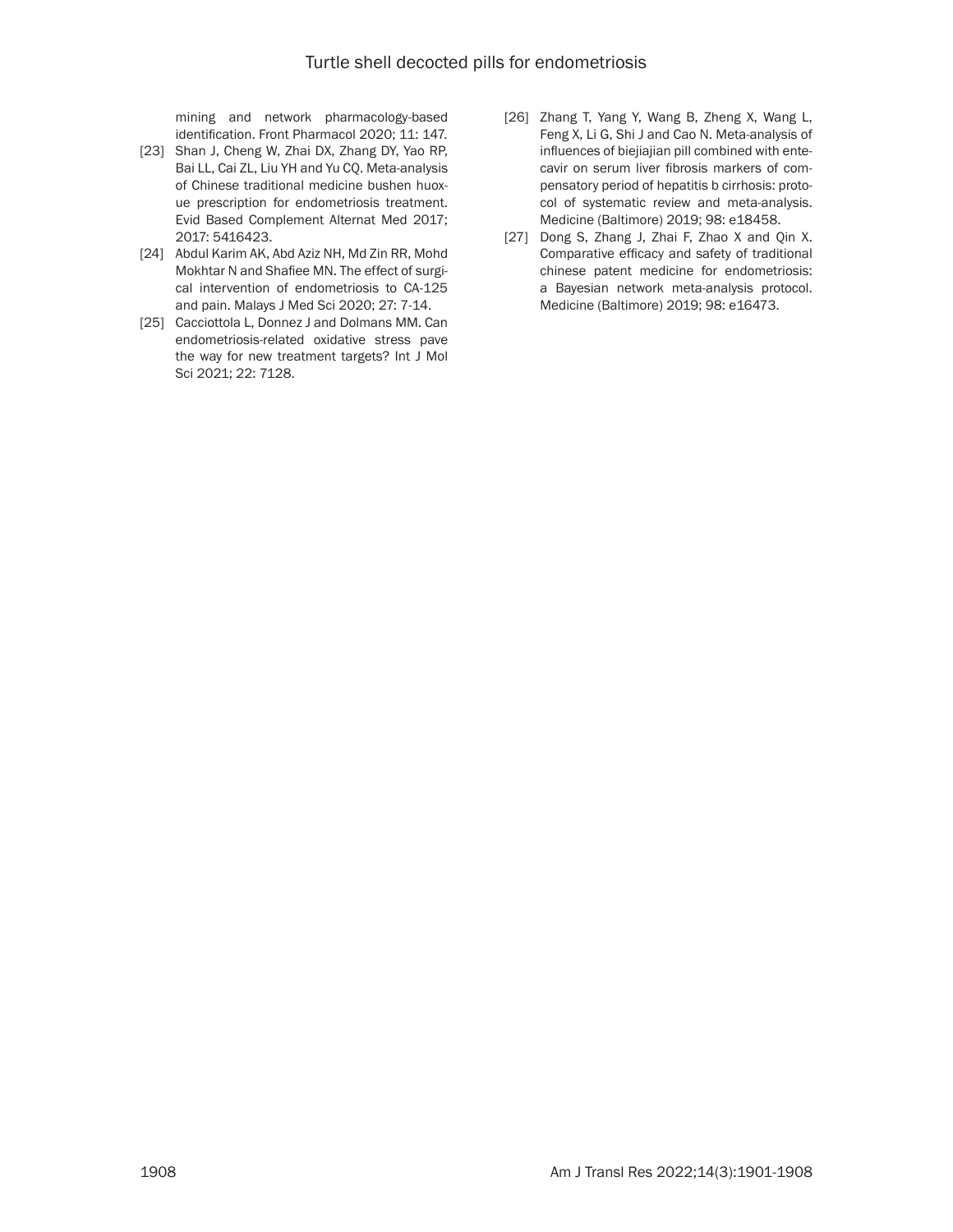mining and network pharmacology-based identification. Front Pharmacol 2020; 11: 147.

[23] Shan J, Cheng W, Zhai DX, Zhang DY, Yao RP, Bai LL, Cai ZL, Liu YH and Yu CQ. Meta-analysis of Chinese traditional medicine bushen huoxue prescription for endometriosis treatment. Evid Based Complement Alternat Med 2017; 2017: 5416423.

[24] Abdul Karim AK, Abd Aziz NH, Md Zin RR, Mohd Mokhtar N and Shafiee MN. The effect of surgical intervention of endometriosis to CA-125 and pain. Malays J Med Sci 2020; 27: 7-14.

[25] Cacciottola L, Donnez J and Dolmans MM. Can endometriosis-related oxidative stress pave the way for new treatment targets? Int J Mol Sci 2021; 22: 7128.

[26] Zhang T, Yang Y, Wang B, Zheng X, Wang L, Feng X, Li G, Shi J and Cao N. Meta-analysis of influences of biejiajian pill combined with entecavir on serum liver fibrosis markers of compensatory period of hepatitis b cirrhosis: protocol of systematic review and meta-analysis. Medicine (Baltimore) 2019; 98: e18458.

[27] Dong S, Zhang J, Zhai F, Zhao X and Qin X. Comparative efficacy and safety of traditional chinese patent medicine for endometriosis: a Bayesian network meta-analysis protocol. Medicine (Baltimore) 2019; 98: e16473.